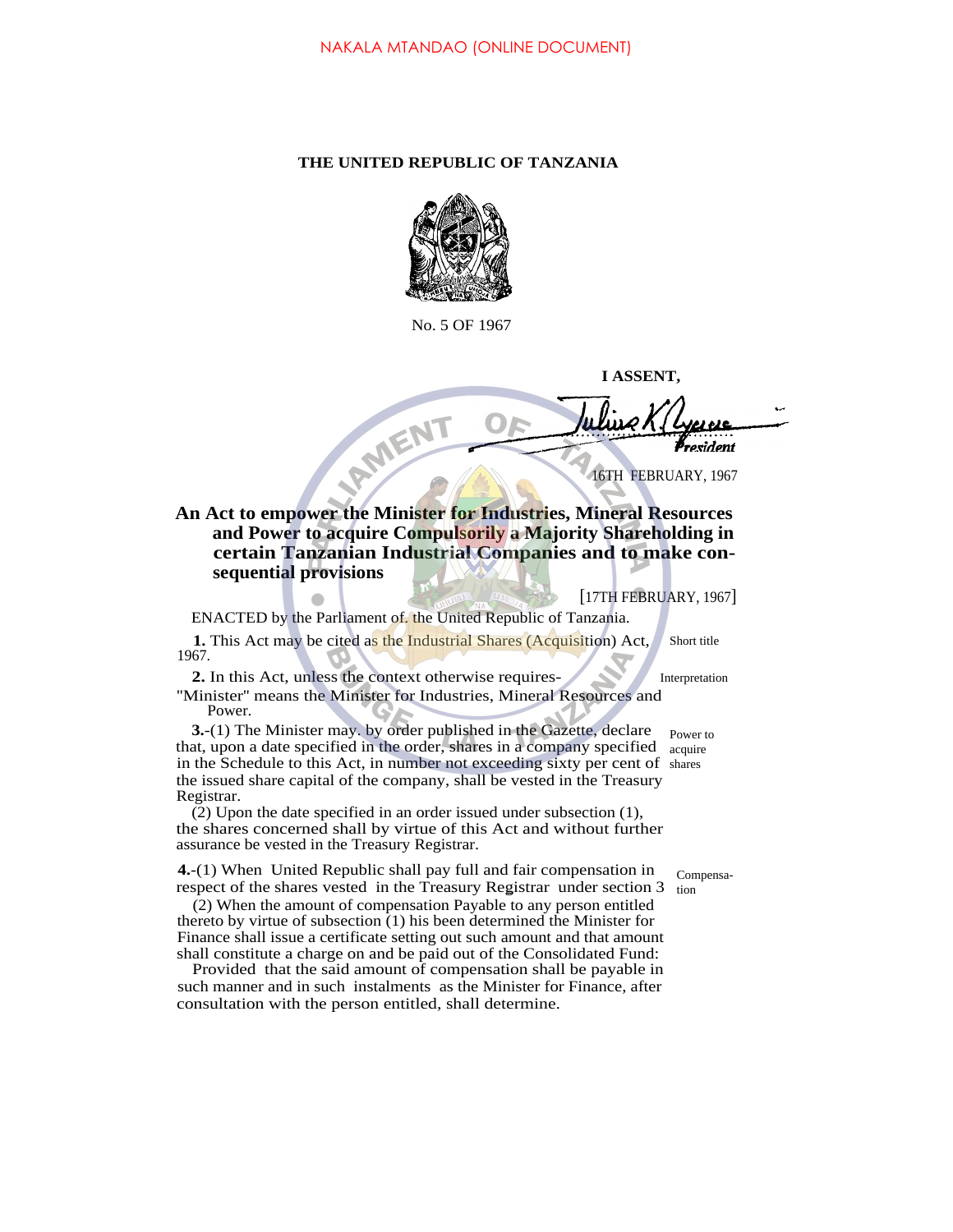NAKALA MTANDAO (ONLINE DOCUMENT)

**THE UNITED REPUBLIC OF TANZANIA**

No. 5 OF 1967

**I ASSENT,**

*President*

16TH FEBRUARY, 1967

## An Act to empower the Minister for Industries, Mineral Resources and Power to acquire Compulsorily a Majority Shareholding in certain Tanzanian Industrial Companies and to make consequential provisions

[17TH FEBRUARY, 1967]

ENACTED by the Parliament of. the United Republic of Tanzania.

Short title

**1.** This Act may be cited as the Industrial Shares (Acquisition) Act, 1967.

Interpretation

**2.** In this Act, unless the context otherwise requires-

"Minister" means the Minister for Industries, Mineral Resources and Power.

Power to acquire shares

**3.**-(1) The Minister may. by order published in the Gazette, declare that, upon a date specified in the order, shares in a company specified in the Schedule to this Act, in number not exceeding sixty per cent of the issued share capital of the company, shall be vested in the Treasury Registrar.

(2) Upon the date specified in an order issued under subsection (1), the shares concerned shall by virtue of this Act and without further assurance be vested in the Treasury Registrar.

Compensation

**4.**-(1) When United Republic shall pay full and fair compensation in respect of the shares vested in the Treasury Registrar under section 3

(2) When the amount of compensation Payable to any person entitled thereto by virtue of subsection (1) his been determined the Minister for Finance shall issue a certificate setting out such amount and that amount shall constitute a charge on and be paid out of the Consolidated Fund:

Provided that the said amount of compensation shall be payable in such manner and in such instalments as the Minister for Finance, after consultation with the person entitled, shall determine.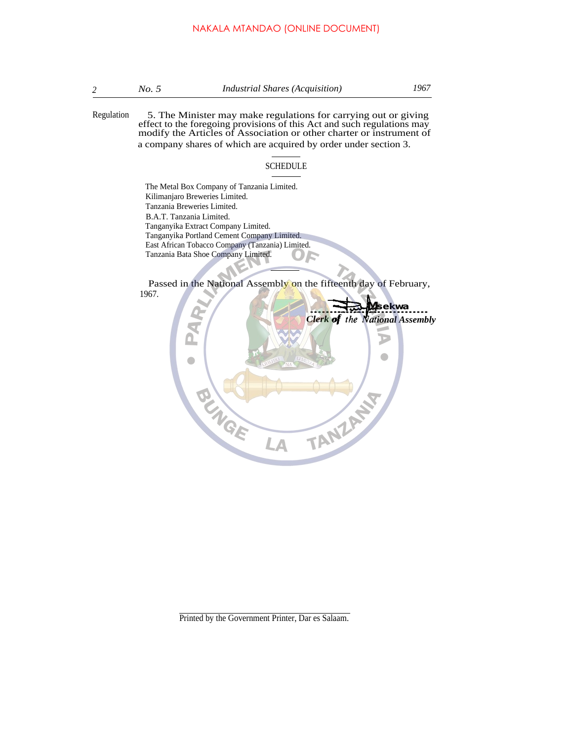Regulation

5. The Minister may make regulations for carrying out or giving effect to the foregoing provisions of this Act and such regulations may modify the Articles of Association or other charter or instrument of a company shares of which are acquired by order under section 3.

SCHEDULE

The Metal Box Company of Tanzania Limited.
Kilimanjaro Breweries Limited.
Tanzania Breweries Limited.
B.A.T. Tanzania Limited.
Tanganyika Extract Company Limited.
Tanganyika Portland Cement Company Limited.
East African Tobacco Company (Tanzania) Limited.
Tanzania Bata Shoe Company Limited.

Passed in the National Assembly on the fifteenth day of February, 1967.

Msekwa
*Clerk of the National Assembly*

Printed by the Government Printer, Dar es Salaam.